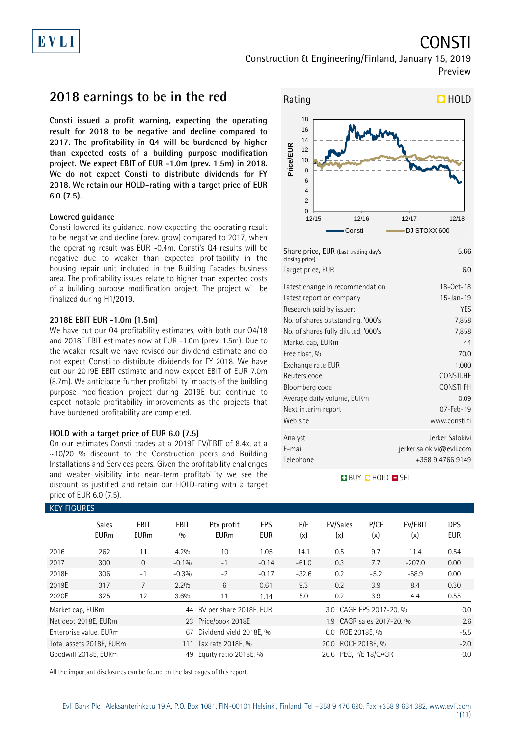EVLI

# CONSTI

Construction & Engineering/Finland, January 15, 2019

Preview

## 2018 earnings to be in the red

**Consti issued a profit warning, expecting the operating result for 2018 to be negative and decline compared to 2017. The profitability in Q4 will be burdened by higher than expected costs of a building purpose modification project. We expect EBIT of EUR -1.0m (prev. 1.5m) in 2018. We do not expect Consti to distribute dividends for FY 2018. We retain our HOLD-rating with a target price of EUR 6.0 (7.5).**

### Lowered guidance

Consti lowered its guidance, now expecting the operating result to be negative and decline (prev. grow) compared to 2017, when the operating result was EUR -0.4m. Consti's Q4 results will be negative due to weaker than expected profitability in the housing repair unit included in the Building Facades business area. The profitability issues relate to higher than expected costs of a building purpose modification project. The project will be finalized during H1/2019.

### 2018E EBIT EUR -1.0m (1.5m)

We have cut our Q4 profitability estimates, with both our Q4/18 and 2018E EBIT estimates now at EUR -1.0m (prev. 1.5m). Due to the weaker result we have revised our dividend estimate and do not expect Consti to distribute dividends for FY 2018. We have cut our 2019E EBIT estimate and now expect EBIT of EUR 7.0m (8.7m). We anticipate further profitability impacts of the building purpose modification project during 2019E but continue to expect notable profitability improvements as the projects that have burdened profitability are completed.

### HOLD with a target price of EUR 6.0 (7.5)

On our estimates Consti trades at a 2019E EV/EBIT of 8.4x, at a ~10/20 % discount to the Construction peers and Building Installations and Services peers. Given the profitability challenges and weaker visibility into near-term profitability we see the discount as justified and retain our HOLD-rating with a target price of EUR 6.0 (7.5).

Rating: HOLD

| | |
|---|---|
| Share price, EUR (Last trading day's closing price) | 5.66 |
| Target price, EUR | 6.0 |
| Latest change in recommendation | 18-Oct-18 |
| Latest report on company | 15-Jan-19 |
| Research paid by issuer: | YES |
| No. of shares outstanding, '000's | 7,858 |
| No. of shares fully diluted, '000's | 7,858 |
| Market cap, EURm | 44 |
| Free float, % | 70.0 |
| Exchange rate EUR | 1.000 |
| Reuters code | CONSTI.HE |
| Bloomberg code | CONSTI FH |
| Average daily volume, EURm | 0.09 |
| Next interim report | 07-Feb-19 |
| Web site | www.consti.fi |
| Analyst | Jerker Salokivi |
| E-mail | jerker.salokivi@evli.com |
| Telephone | +358 9 4766 9149 |

BUY HOLD SELL

### KEY FIGURES

| | Sales EURm | EBIT EURm | EBIT % | Ptx profit EURm | EPS EUR | P/E (x) | EV/Sales (x) | P/CF (x) | EV/EBIT (x) | DPS EUR |
|---|---|---|---|---|---|---|---|---|---|---|
| 2016 | 262 | 11 | 4.2% | 10 | 1.05 | 14.1 | 0.5 | 9.7 | 11.4 | 0.54 |
| 2017 | 300 | 0 | -0.1% | -1 | -0.14 | -61.0 | 0.3 | 7.7 | -207.0 | 0.00 |
| 2018E | 306 | -1 | -0.3% | -2 | -0.17 | -32.6 | 0.2 | -5.2 | -68.9 | 0.00 |
| 2019E | 317 | 7 | 2.2% | 6 | 0.61 | 9.3 | 0.2 | 3.9 | 8.4 | 0.30 |
| 2020E | 325 | 12 | 3.6% | 11 | 1.14 | 5.0 | 0.2 | 3.9 | 4.4 | 0.55 |

| | | | | | |
|---|---|---|---|---|---|
| Market cap, EURm | 44 | BV per share 2018E, EUR | 3.0 | CAGR EPS 2017-20, % | 0.0 |
| Net debt 2018E, EURm | 23 | Price/book 2018E | 1.9 | CAGR sales 2017-20, % | 2.6 |
| Enterprise value, EURm | 67 | Dividend yield 2018E, % | 0.0 | ROE 2018E, % | -5.5 |
| Total assets 2018E, EURm | 111 | Tax rate 2018E, % | 20.0 | ROCE 2018E, % | -2.0 |
| Goodwill 2018E, EURm | 49 | Equity ratio 2018E, % | 26.6 | PEG, P/E 18/CAGR | 0.0 |

All the important disclosures can be found on the last pages of this report.

Evli Bank Plc, Aleksanterinkatu 19 A, P.O. Box 1081, FIN-00101 Helsinki, Finland, Tel +358 9 476 690, Fax +358 9 634 382, www.evli.com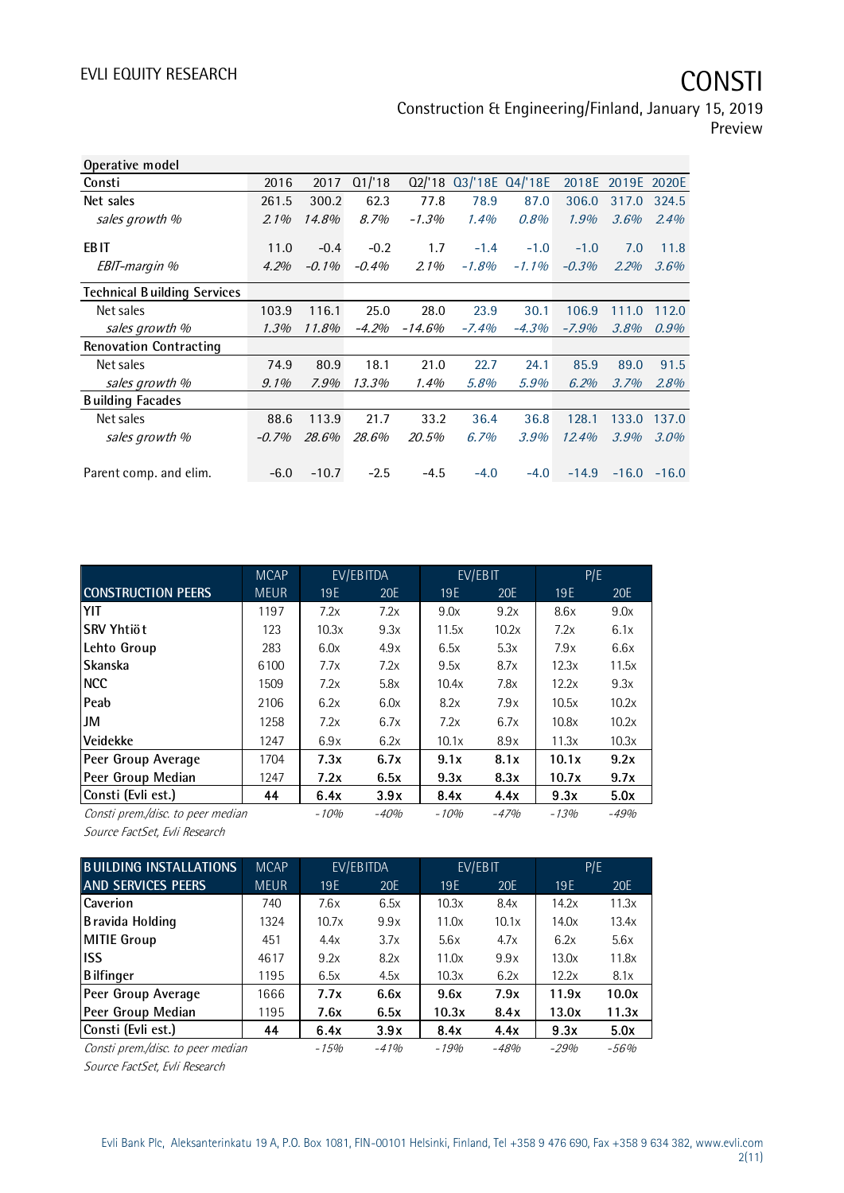| Operative model | | | | | | | | | |
|---|---|---|---|---|---|---|---|---|---|
| **Consti** | 2016 | 2017 | Q1/'18 | Q2/'18 | Q3/'18E | Q4/'18E | 2018E | 2019E | 2020E |
| **Net sales** | 261.5 | 300.2 | 62.3 | 77.8 | 78.9 | 87.0 | 306.0 | 317.0 | 324.5 |
| *sales growth %* | *2.1%* | *14.8%* | *8.7%* | *-1.3%* | *1.4%* | *0.8%* | *1.9%* | *3.6%* | *2.4%* |
| **EBIT** | 11.0 | -0.4 | -0.2 | 1.7 | -1.4 | -1.0 | -1.0 | 7.0 | 11.8 |
| *EBIT-margin %* | *4.2%* | *-0.1%* | *-0.4%* | *2.1%* | *-1.8%* | *-1.1%* | *-0.3%* | *2.2%* | *3.6%* |
| **Technical Building Services** | | | | | | | | | |
| Net sales | 103.9 | 116.1 | 25.0 | 28.0 | 23.9 | 30.1 | 106.9 | 111.0 | 112.0 |
| *sales growth %* | *1.3%* | *11.8%* | *-4.2%* | *-14.6%* | *-7.4%* | *-4.3%* | *-7.9%* | *3.8%* | *0.9%* |
| **Renovation Contracting** | | | | | | | | | |
| Net sales | 74.9 | 80.9 | 18.1 | 21.0 | 22.7 | 24.1 | 85.9 | 89.0 | 91.5 |
| *sales growth %* | *9.1%* | *7.9%* | *13.3%* | *1.4%* | *5.8%* | *5.9%* | *6.2%* | *3.7%* | *2.8%* |
| **Building Facades** | | | | | | | | | |
| Net sales | 88.6 | 113.9 | 21.7 | 33.2 | 36.4 | 36.8 | 128.1 | 133.0 | 137.0 |
| *sales growth %* | *-0.7%* | *28.6%* | *28.6%* | *20.5%* | *6.7%* | *3.9%* | *12.4%* | *3.9%* | *3.0%* |
| Parent comp. and elim. | -6.0 | -10.7 | -2.5 | -4.5 | -4.0 | -4.0 | -14.9 | -16.0 | -16.0 |

| | MCAP | EV/EBITDA | | EV/EBIT | | P/E | |
|---|---|---|---|---|---|---|---|
| **CONSTRUCTION PEERS** | MEUR | 19E | 20E | 19E | 20E | 19E | 20E |
| **YIT** | 1197 | 7.2x | 7.2x | 9.0x | 9.2x | 8.6x | 9.0x |
| **SRV Yhtiöt** | 123 | 10.3x | 9.3x | 11.5x | 10.2x | 7.2x | 6.1x |
| **Lehto Group** | 283 | 6.0x | 4.9x | 6.5x | 5.3x | 7.9x | 6.6x |
| **Skanska** | 6100 | 7.7x | 7.2x | 9.5x | 8.7x | 12.3x | 11.5x |
| **NCC** | 1509 | 7.2x | 5.8x | 10.4x | 7.8x | 12.2x | 9.3x |
| **Peab** | 2106 | 6.2x | 6.0x | 8.2x | 7.9x | 10.5x | 10.2x |
| **JM** | 1258 | 7.2x | 6.7x | 7.2x | 6.7x | 10.8x | 10.2x |
| **Veidekke** | 1247 | 6.9x | 6.2x | 10.1x | 8.9x | 11.3x | 10.3x |
| Peer Group Average | 1704 | **7.3x** | **6.7x** | **9.1x** | **8.1x** | **10.1x** | **9.2x** |
| Peer Group Median | 1247 | **7.2x** | **6.5x** | **9.3x** | **8.3x** | **10.7x** | **9.7x** |
| Consti (Evli est.) | **44** | **6.4x** | **3.9x** | **8.4x** | **4.4x** | **9.3x** | **5.0x** |
| *Consti prem./disc. to peer median* | | *-10%* | *-40%* | *-10%* | *-47%* | *-13%* | *-49%* |

*Source FactSet, Evli Research*

| **BUILDING INSTALLATIONS** | MCAP | EV/EBITDA | | EV/EBIT | | P/E | |
|---|---|---|---|---|---|---|---|
| **AND SERVICES PEERS** | MEUR | 19E | 20E | 19E | 20E | 19E | 20E |
| **Caverion** | 740 | 7.6x | 6.5x | 10.3x | 8.4x | 14.2x | 11.3x |
| **Bravida Holding** | 1324 | 10.7x | 9.9x | 11.0x | 10.1x | 14.0x | 13.4x |
| **MITIE Group** | 451 | 4.4x | 3.7x | 5.6x | 4.7x | 6.2x | 5.6x |
| **ISS** | 4617 | 9.2x | 8.2x | 11.0x | 9.9x | 13.0x | 11.8x |
| **Bilfinger** | 1195 | 6.5x | 4.5x | 10.3x | 6.2x | 12.2x | 8.1x |
| Peer Group Average | 1666 | **7.7x** | **6.6x** | **9.6x** | **7.9x** | **11.9x** | **10.0x** |
| Peer Group Median | 1195 | **7.6x** | **6.5x** | **10.3x** | **8.4x** | **13.0x** | **11.3x** |
| Consti (Evli est.) | **44** | **6.4x** | **3.9x** | **8.4x** | **4.4x** | **9.3x** | **5.0x** |
| *Consti prem./disc. to peer median* | | *-15%* | *-41%* | *-19%* | *-48%* | *-29%* | *-56%* |

*Source FactSet, Evli Research*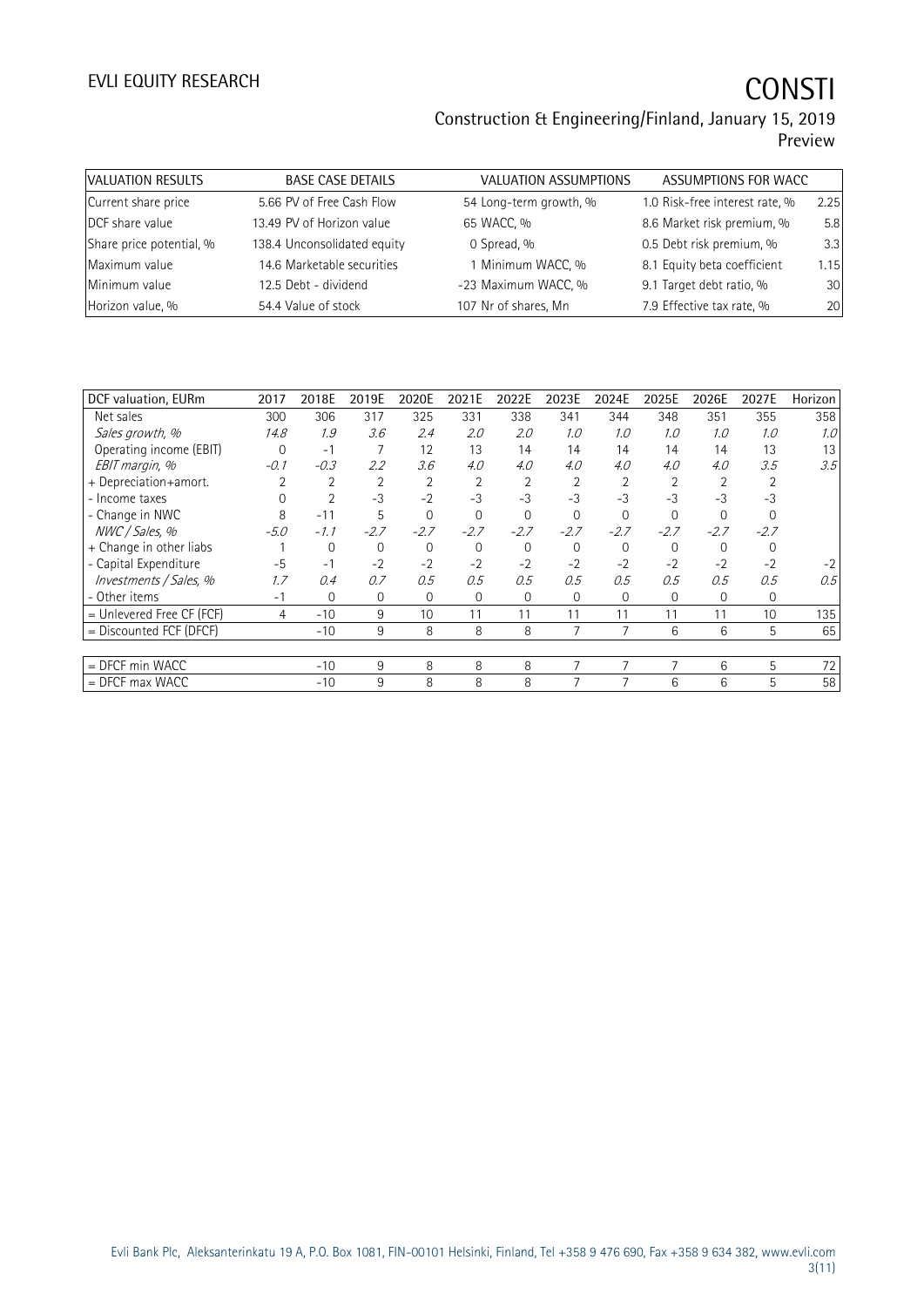# CONSTI

Construction & Engineering/Finland, January 15, 2019

Preview

| VALUATION RESULTS | | BASE CASE DETAILS | | VALUATION ASSUMPTIONS | | ASSUMPTIONS FOR WACC | |
|---|---|---|---|---|---|---|---|
| Current share price | 5.66 | PV of Free Cash Flow | 54 | Long-term growth, % | 1.0 | Risk-free interest rate, % | 2.25 |
| DCF share value | 13.49 | PV of Horizon value | 65 | WACC, % | 8.6 | Market risk premium, % | 5.8 |
| Share price potential, % | 138.4 | Unconsolidated equity | 0 | Spread, % | 0.5 | Debt risk premium, % | 3.3 |
| Maximum value | 14.6 | Marketable securities | 1 | Minimum WACC, % | 8.1 | Equity beta coefficient | 1.15 |
| Minimum value | 12.5 | Debt - dividend | -23 | Maximum WACC, % | 9.1 | Target debt ratio, % | 30 |
| Horizon value, % | 54.4 | Value of stock | 107 | Nr of shares, Mn | 7.9 | Effective tax rate, % | 20 |

| DCF valuation, EURm | 2017 | 2018E | 2019E | 2020E | 2021E | 2022E | 2023E | 2024E | 2025E | 2026E | 2027E | Horizon |
|---|---|---|---|---|---|---|---|---|---|---|---|---|
| Net sales | 300 | 306 | 317 | 325 | 331 | 338 | 341 | 344 | 348 | 351 | 355 | 358 |
| *Sales growth, %* | *14.8* | *1.9* | *3.6* | *2.4* | *2.0* | *2.0* | *1.0* | *1.0* | *1.0* | *1.0* | *1.0* | *1.0* |
| Operating income (EBIT) | 0 | -1 | 7 | 12 | 13 | 14 | 14 | 14 | 14 | 14 | 13 | 13 |
| *EBIT margin, %* | *-0.1* | *-0.3* | *2.2* | *3.6* | *4.0* | *4.0* | *4.0* | *4.0* | *4.0* | *4.0* | *3.5* | *3.5* |
| + Depreciation+amort. | 2 | 2 | 2 | 2 | 2 | 2 | 2 | 2 | 2 | 2 | 2 | |
| - Income taxes | 0 | 2 | -3 | -2 | -3 | -3 | -3 | -3 | -3 | -3 | -3 | |
| - Change in NWC | 8 | -11 | 5 | 0 | 0 | 0 | 0 | 0 | 0 | 0 | 0 | |
| *NWC / Sales, %* | *-5.0* | *-1.1* | *-2.7* | *-2.7* | *-2.7* | *-2.7* | *-2.7* | *-2.7* | *-2.7* | *-2.7* | *-2.7* | |
| + Change in other liabs | 1 | 0 | 0 | 0 | 0 | 0 | 0 | 0 | 0 | 0 | 0 | |
| - Capital Expenditure | -5 | -1 | -2 | -2 | -2 | -2 | -2 | -2 | -2 | -2 | -2 | -2 |
| *Investments / Sales, %* | *1.7* | *0.4* | *0.7* | *0.5* | *0.5* | *0.5* | *0.5* | *0.5* | *0.5* | *0.5* | *0.5* | *0.5* |
| - Other items | -1 | 0 | 0 | 0 | 0 | 0 | 0 | 0 | 0 | 0 | 0 | |
| = Unlevered Free CF (FCF) | 4 | -10 | 9 | 10 | 11 | 11 | 11 | 11 | 11 | 11 | 10 | 135 |
| = Discounted FCF (DFCF) | | -10 | 9 | 8 | 8 | 8 | 7 | 7 | 6 | 6 | 5 | 65 |
| | | | | | | | | | | | | |
| = DFCF min WACC | | -10 | 9 | 8 | 8 | 8 | 7 | 7 | 7 | 6 | 5 | 72 |
| = DFCF max WACC | | -10 | 9 | 8 | 8 | 8 | 7 | 7 | 6 | 6 | 5 | 58 |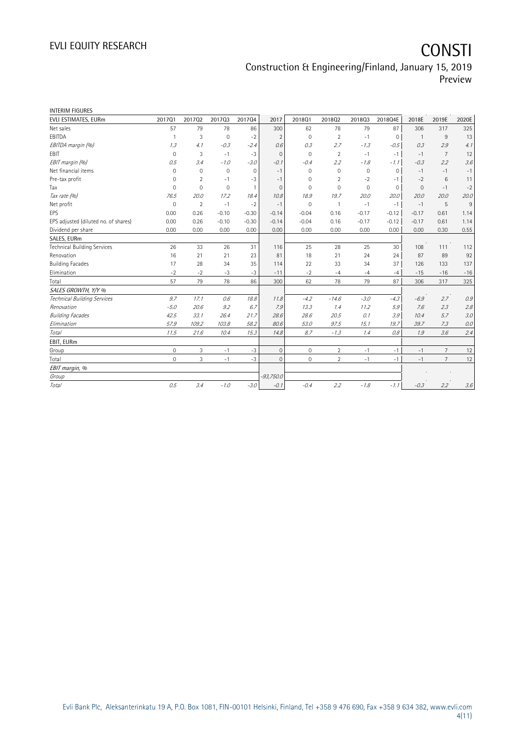INTERIM FIGURES

| EVLI ESTIMATES, EURm | 2017Q1 | 2017Q2 | 2017Q3 | 2017Q4 | 2017 | 2018Q1 | 2018Q2 | 2018Q3 | 2018Q4E | 2018E | 2019E | 2020E |
|---|---|---|---|---|---|---|---|---|---|---|---|---|
| Net sales | 57 | 79 | 78 | 86 | 300 | 62 | 78 | 79 | 87 | 306 | 317 | 325 |
| EBITDA | 1 | 3 | 0 | -2 | 2 | 0 | 2 | -1 | 0 | 1 | 9 | 13 |
| *EBITDA margin (%)* | *1.3* | *4.1* | *-0.3* | *-2.4* | *0.6* | *0.3* | *2.7* | *-1.3* | *-0.5* | *0.3* | *2.9* | *4.1* |
| EBIT | 0 | 3 | -1 | -3 | 0 | 0 | 2 | -1 | -1 | -1 | 7 | 12 |
| *EBIT margin (%)* | *0.5* | *3.4* | *-1.0* | *-3.0* | *-0.1* | *-0.4* | *2.2* | *-1.8* | *-1.1* | *-0.3* | *2.2* | *3.6* |
| Net financial items | 0 | 0 | 0 | 0 | -1 | 0 | 0 | 0 | 0 | -1 | -1 | -1 |
| Pre-tax profit | 0 | 2 | -1 | -3 | -1 | 0 | 2 | -2 | -1 | -2 | 6 | 11 |
| Tax | 0 | 0 | 0 | 1 | 0 | 0 | 0 | 0 | 0 | 0 | -1 | -2 |
| *Tax rate (%)* | *76.5* | *20.0* | *17.2* | *18.4* | *10.8* | *18.9* | *19.7* | *20.0* | *20.0* | *20.0* | *20.0* | *20.0* |
| Net profit | 0 | 2 | -1 | -2 | -1 | 0 | 1 | -1 | -1 | -1 | 5 | 9 |
| EPS | 0.00 | 0.26 | -0.10 | -0.30 | -0.14 | -0.04 | 0.16 | -0.17 | -0.12 | -0.17 | 0.61 | 1.14 |
| EPS adjusted (diluted no. of shares) | 0.00 | 0.26 | -0.10 | -0.30 | -0.14 | -0.04 | 0.16 | -0.17 | -0.12 | -0.17 | 0.61 | 1.14 |
| Dividend per share | 0.00 | 0.00 | 0.00 | 0.00 | 0.00 | 0.00 | 0.00 | 0.00 | 0.00 | 0.00 | 0.30 | 0.55 |
| SALES, EURm | | | | | | | | | | | | |
| Technical Building Services | 26 | 33 | 26 | 31 | 116 | 25 | 28 | 25 | 30 | 108 | 111 | 112 |
| Renovation | 16 | 21 | 21 | 23 | 81 | 18 | 21 | 24 | 24 | 87 | 89 | 92 |
| Building Facades | 17 | 28 | 34 | 35 | 114 | 22 | 33 | 34 | 37 | 126 | 133 | 137 |
| Elimination | -2 | -2 | -3 | -3 | -11 | -2 | -4 | -4 | -4 | -15 | -16 | -16 |
| Total | 57 | 79 | 78 | 86 | 300 | 62 | 78 | 79 | 87 | 306 | 317 | 325 |
| *SALES GROWTH, Y/Y %* | | | | | | | | | | | | |
| *Technical Building Services* | *9.7* | *17.1* | *0.6* | *18.8* | *11.8* | *-4.2* | *-14.6* | *-3.0* | *-4.3* | *-6.9* | *2.7* | *0.9* |
| *Renovation* | *-5.0* | *20.6* | *9.2* | *6.7* | *7.9* | *13.3* | *1.4* | *11.2* | *5.9* | *7.6* | *2.3* | *2.8* |
| *Building Facades* | *42.5* | *33.1* | *26.4* | *21.7* | *28.6* | *28.6* | *20.5* | *0.1* | *3.9* | *10.4* | *5.7* | *3.0* |
| *Elimination* | *57.9* | *109.2* | *103.8* | *58.2* | *80.6* | *53.0* | *97.5* | *15.1* | *19.7* | *39.7* | *7.3* | *0.0* |
| *Total* | *11.5* | *21.6* | *10.4* | *15.3* | *14.8* | *8.7* | *-1.3* | *1.4* | *0.8* | *1.9* | *3.6* | *2.4* |
| EBIT, EURm | | | | | | | | | | | | |
| Group | 0 | 3 | -1 | -3 | 0 | 0 | 2 | -1 | -1 | -1 | 7 | 12 |
| Total | 0 | 3 | -1 | -3 | 0 | 0 | 2 | -1 | -1 | -1 | 7 | 12 |
| *EBIT margin, %* | | | | | | | | | | | | |
| *Group* | | | | | *-93,750.0* | | | | | | | |
| *Total* | *0.5* | *3.4* | *-1.0* | *-3.0* | *-0.1* | *-0.4* | *2.2* | *-1.8* | *-1.1* | *-0.3* | *2.2* | *3.6* |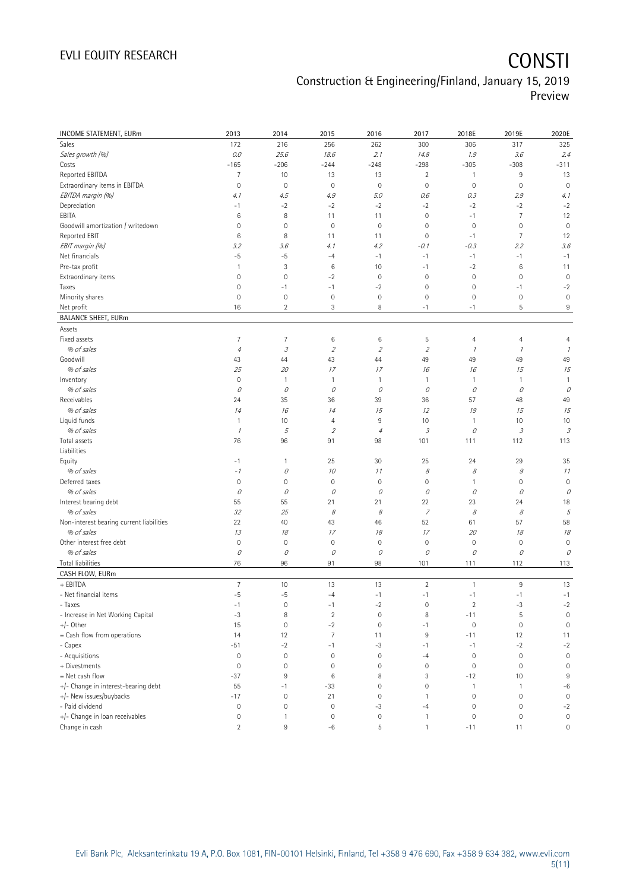| INCOME STATEMENT, EURm | 2013 | 2014 | 2015 | 2016 | 2017 | 2018E | 2019E | 2020E |
|---|---|---|---|---|---|---|---|---|
| Sales | 172 | 216 | 256 | 262 | 300 | 306 | 317 | 325 |
| *Sales growth (%)* | *0.0* | *25.6* | *18.6* | *2.1* | *14.8* | *1.9* | *3.6* | *2.4* |
| Costs | -165 | -206 | -244 | -248 | -298 | -305 | -308 | -311 |
| Reported EBITDA | 7 | 10 | 13 | 13 | 2 | 1 | 9 | 13 |
| Extraordinary items in EBITDA | 0 | 0 | 0 | 0 | 0 | 0 | 0 | 0 |
| *EBITDA margin (%)* | *4.1* | *4.5* | *4.9* | *5.0* | *0.6* | *0.3* | *2.9* | *4.1* |
| Depreciation | -1 | -2 | -2 | -2 | -2 | -2 | -2 | -2 |
| EBITA | 6 | 8 | 11 | 11 | 0 | -1 | 7 | 12 |
| Goodwill amortization / writedown | 0 | 0 | 0 | 0 | 0 | 0 | 0 | 0 |
| Reported EBIT | 6 | 8 | 11 | 11 | 0 | -1 | 7 | 12 |
| *EBIT margin (%)* | *3.2* | *3.6* | *4.1* | *4.2* | *-0.1* | *-0.3* | *2.2* | *3.6* |
| Net financials | -5 | -5 | -4 | -1 | -1 | -1 | -1 | -1 |
| Pre-tax profit | 1 | 3 | 6 | 10 | -1 | -2 | 6 | 11 |
| Extraordinary items | 0 | 0 | -2 | 0 | 0 | 0 | 0 | 0 |
| Taxes | 0 | -1 | -1 | -2 | 0 | 0 | -1 | -2 |
| Minority shares | 0 | 0 | 0 | 0 | 0 | 0 | 0 | 0 |
| Net profit | 16 | 2 | 3 | 8 | -1 | -1 | 5 | 9 |
| **BALANCE SHEET, EURm** | | | | | | | | |
| Assets | | | | | | | | |
| Fixed assets | 7 | 7 | 6 | 6 | 5 | 4 | 4 | 4 |
| *% of sales* | *4* | *3* | *2* | *2* | *2* | *1* | *1* | *1* |
| Goodwill | 43 | 44 | 43 | 44 | 49 | 49 | 49 | 49 |
| *% of sales* | *25* | *20* | *17* | *17* | *16* | *16* | *15* | *15* |
| Inventory | 0 | 1 | 1 | 1 | 1 | 1 | 1 | 1 |
| *% of sales* | *0* | *0* | *0* | *0* | *0* | *0* | *0* | *0* |
| Receivables | 24 | 35 | 36 | 39 | 36 | 57 | 48 | 49 |
| *% of sales* | *14* | *16* | *14* | *15* | *12* | *19* | *15* | *15* |
| Liquid funds | 1 | 10 | 4 | 9 | 10 | 1 | 10 | 10 |
| *% of sales* | *1* | *5* | *2* | *4* | *3* | *0* | *3* | *3* |
| Total assets | 76 | 96 | 91 | 98 | 101 | 111 | 112 | 113 |
| Liabilities | | | | | | | | |
| Equity | -1 | 1 | 25 | 30 | 25 | 24 | 29 | 35 |
| *% of sales* | *-1* | *0* | *10* | *11* | *8* | *8* | *9* | *11* |
| Deferred taxes | 0 | 0 | 0 | 0 | 0 | 1 | 0 | 0 |
| *% of sales* | *0* | *0* | *0* | *0* | *0* | *0* | *0* | *0* |
| Interest bearing debt | 55 | 55 | 21 | 21 | 22 | 23 | 24 | 18 |
| *% of sales* | *32* | *25* | *8* | *8* | *7* | *8* | *8* | *5* |
| Non-interest bearing current liabilities | 22 | 40 | 43 | 46 | 52 | 61 | 57 | 58 |
| *% of sales* | *13* | *18* | *17* | *18* | *17* | *20* | *18* | *18* |
| Other interest free debt | 0 | 0 | 0 | 0 | 0 | 0 | 0 | 0 |
| *% of sales* | *0* | *0* | *0* | *0* | *0* | *0* | *0* | *0* |
| Total liabilities | 76 | 96 | 91 | 98 | 101 | 111 | 112 | 113 |
| **CASH FLOW, EURm** | | | | | | | | |
| + EBITDA | 7 | 10 | 13 | 13 | 2 | 1 | 9 | 13 |
| - Net financial items | -5 | -5 | -4 | -1 | -1 | -1 | -1 | -1 |
| - Taxes | -1 | 0 | -1 | -2 | 0 | 2 | -3 | -2 |
| - Increase in Net Working Capital | -3 | 8 | 2 | 0 | 8 | -11 | 5 | 0 |
| +/- Other | 15 | 0 | -2 | 0 | -1 | 0 | 0 | 0 |
| = Cash flow from operations | 14 | 12 | 7 | 11 | 9 | -11 | 12 | 11 |
| - Capex | -51 | -2 | -1 | -3 | -1 | -1 | -2 | -2 |
| - Acquisitions | 0 | 0 | 0 | 0 | -4 | 0 | 0 | 0 |
| + Divestments | 0 | 0 | 0 | 0 | 0 | 0 | 0 | 0 |
| = Net cash flow | -37 | 9 | 6 | 8 | 3 | -12 | 10 | 9 |
| +/- Change in interest-bearing debt | 55 | -1 | -33 | 0 | 0 | 1 | 1 | -6 |
| +/- New issues/buybacks | -17 | 0 | 21 | 0 | 1 | 0 | 0 | 0 |
| - Paid dividend | 0 | 0 | 0 | -3 | -4 | 0 | 0 | -2 |
| +/- Change in loan receivables | 0 | 1 | 0 | 0 | 1 | 0 | 0 | 0 |
| Change in cash | 2 | 9 | -6 | 5 | 1 | -11 | 11 | 0 |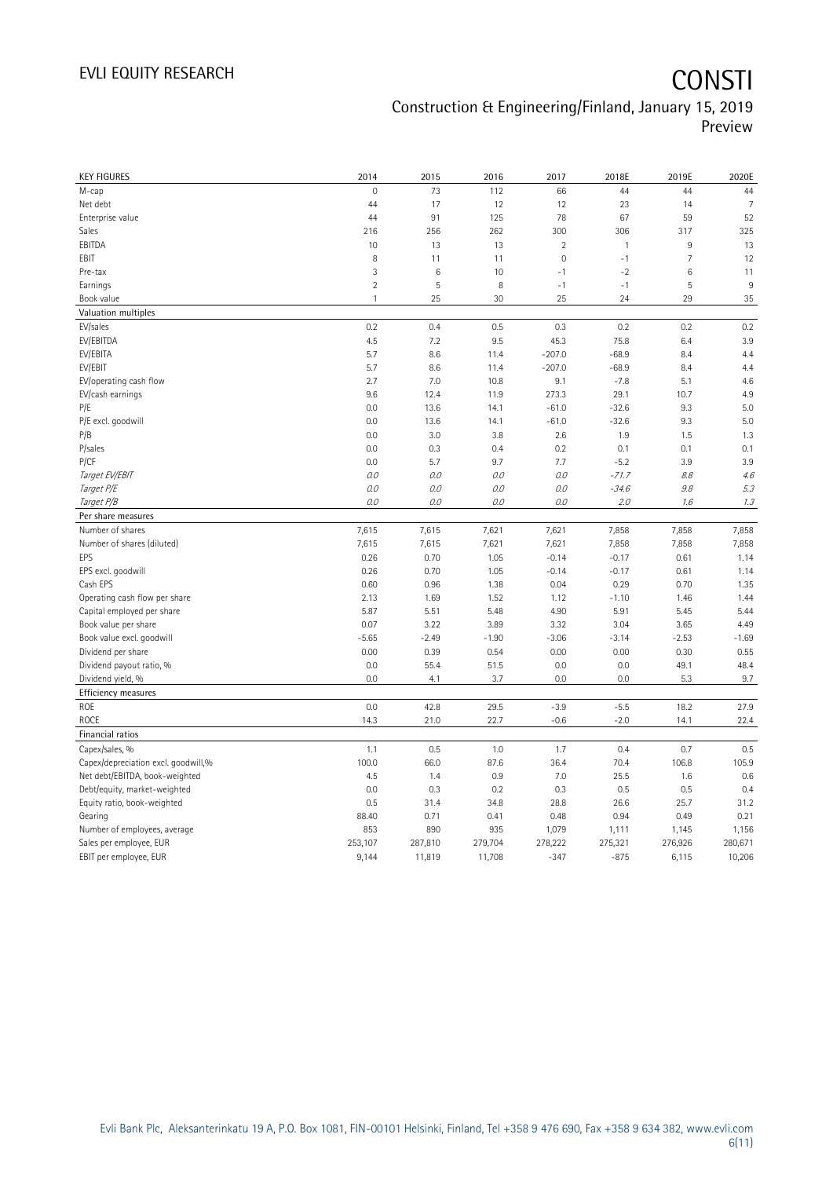| KEY FIGURES | 2014 | 2015 | 2016 | 2017 | 2018E | 2019E | 2020E |
|---|---|---|---|---|---|---|---|
| M-cap | 0 | 73 | 112 | 66 | 44 | 44 | 44 |
| Net debt | 44 | 17 | 12 | 12 | 23 | 14 | 7 |
| Enterprise value | 44 | 91 | 125 | 78 | 67 | 59 | 52 |
| Sales | 216 | 256 | 262 | 300 | 306 | 317 | 325 |
| EBITDA | 10 | 13 | 13 | 2 | 1 | 9 | 13 |
| EBIT | 8 | 11 | 11 | 0 | -1 | 7 | 12 |
| Pre-tax | 3 | 6 | 10 | -1 | -2 | 6 | 11 |
| Earnings | 2 | 5 | 8 | -1 | -1 | 5 | 9 |
| Book value | 1 | 25 | 30 | 25 | 24 | 29 | 35 |
| **Valuation multiples** | | | | | | | |
| EV/sales | 0.2 | 0.4 | 0.5 | 0.3 | 0.2 | 0.2 | 0.2 |
| EV/EBITDA | 4.5 | 7.2 | 9.5 | 45.3 | 75.8 | 6.4 | 3.9 |
| EV/EBITA | 5.7 | 8.6 | 11.4 | -207.0 | -68.9 | 8.4 | 4.4 |
| EV/EBIT | 5.7 | 8.6 | 11.4 | -207.0 | -68.9 | 8.4 | 4.4 |
| EV/operating cash flow | 2.7 | 7.0 | 10.8 | 9.1 | -7.8 | 5.1 | 4.6 |
| EV/cash earnings | 9.6 | 12.4 | 11.9 | 273.3 | 29.1 | 10.7 | 4.9 |
| P/E | 0.0 | 13.6 | 14.1 | -61.0 | -32.6 | 9.3 | 5.0 |
| P/E excl. goodwill | 0.0 | 13.6 | 14.1 | -61.0 | -32.6 | 9.3 | 5.0 |
| P/B | 0.0 | 3.0 | 3.8 | 2.6 | 1.9 | 1.5 | 1.3 |
| P/sales | 0.0 | 0.3 | 0.4 | 0.2 | 0.1 | 0.1 | 0.1 |
| P/CF | 0.0 | 5.7 | 9.7 | 7.7 | -5.2 | 3.9 | 3.9 |
| *Target EV/EBIT* | *0.0* | *0.0* | *0.0* | *0.0* | *-71.7* | *8.8* | *4.6* |
| *Target P/E* | *0.0* | *0.0* | *0.0* | *0.0* | *-34.6* | *9.8* | *5.3* |
| *Target P/B* | *0.0* | *0.0* | *0.0* | *0.0* | *2.0* | *1.6* | *1.3* |
| **Per share measures** | | | | | | | |
| Number of shares | 7,615 | 7,615 | 7,621 | 7,621 | 7,858 | 7,858 | 7,858 |
| Number of shares (diluted) | 7,615 | 7,615 | 7,621 | 7,621 | 7,858 | 7,858 | 7,858 |
| EPS | 0.26 | 0.70 | 1.05 | -0.14 | -0.17 | 0.61 | 1.14 |
| EPS excl. goodwill | 0.26 | 0.70 | 1.05 | -0.14 | -0.17 | 0.61 | 1.14 |
| Cash EPS | 0.60 | 0.96 | 1.38 | 0.04 | 0.29 | 0.70 | 1.35 |
| Operating cash flow per share | 2.13 | 1.69 | 1.52 | 1.12 | -1.10 | 1.46 | 1.44 |
| Capital employed per share | 5.87 | 5.51 | 5.48 | 4.90 | 5.91 | 5.45 | 5.44 |
| Book value per share | 0.07 | 3.22 | 3.89 | 3.32 | 3.04 | 3.65 | 4.49 |
| Book value excl. goodwill | -5.65 | -2.49 | -1.90 | -3.06 | -3.14 | -2.53 | -1.69 |
| Dividend per share | 0.00 | 0.39 | 0.54 | 0.00 | 0.00 | 0.30 | 0.55 |
| Dividend payout ratio, % | 0.0 | 55.4 | 51.5 | 0.0 | 0.0 | 49.1 | 48.4 |
| Dividend yield, % | 0.0 | 4.1 | 3.7 | 0.0 | 0.0 | 5.3 | 9.7 |
| **Efficiency measures** | | | | | | | |
| ROE | 0.0 | 42.8 | 29.5 | -3.9 | -5.5 | 18.2 | 27.9 |
| ROCE | 14.3 | 21.0 | 22.7 | -0.6 | -2.0 | 14.1 | 22.4 |
| **Financial ratios** | | | | | | | |
| Capex/sales, % | 1.1 | 0.5 | 1.0 | 1.7 | 0.4 | 0.7 | 0.5 |
| Capex/depreciation excl. goodwill,% | 100.0 | 66.0 | 87.6 | 36.4 | 70.4 | 106.8 | 105.9 |
| Net debt/EBITDA, book-weighted | 4.5 | 1.4 | 0.9 | 7.0 | 25.5 | 1.6 | 0.6 |
| Debt/equity, market-weighted | 0.0 | 0.3 | 0.2 | 0.3 | 0.5 | 0.5 | 0.4 |
| Equity ratio, book-weighted | 0.5 | 31.4 | 34.8 | 28.8 | 26.6 | 25.7 | 31.2 |
| Gearing | 88.40 | 0.71 | 0.41 | 0.48 | 0.94 | 0.49 | 0.21 |
| Number of employees, average | 853 | 890 | 935 | 1,079 | 1,111 | 1,145 | 1,156 |
| Sales per employee, EUR | 253,107 | 287,810 | 279,704 | 278,222 | 275,321 | 276,926 | 280,671 |
| EBIT per employee, EUR | 9,144 | 11,819 | 11,708 | -347 | -875 | 6,115 | 10,206 |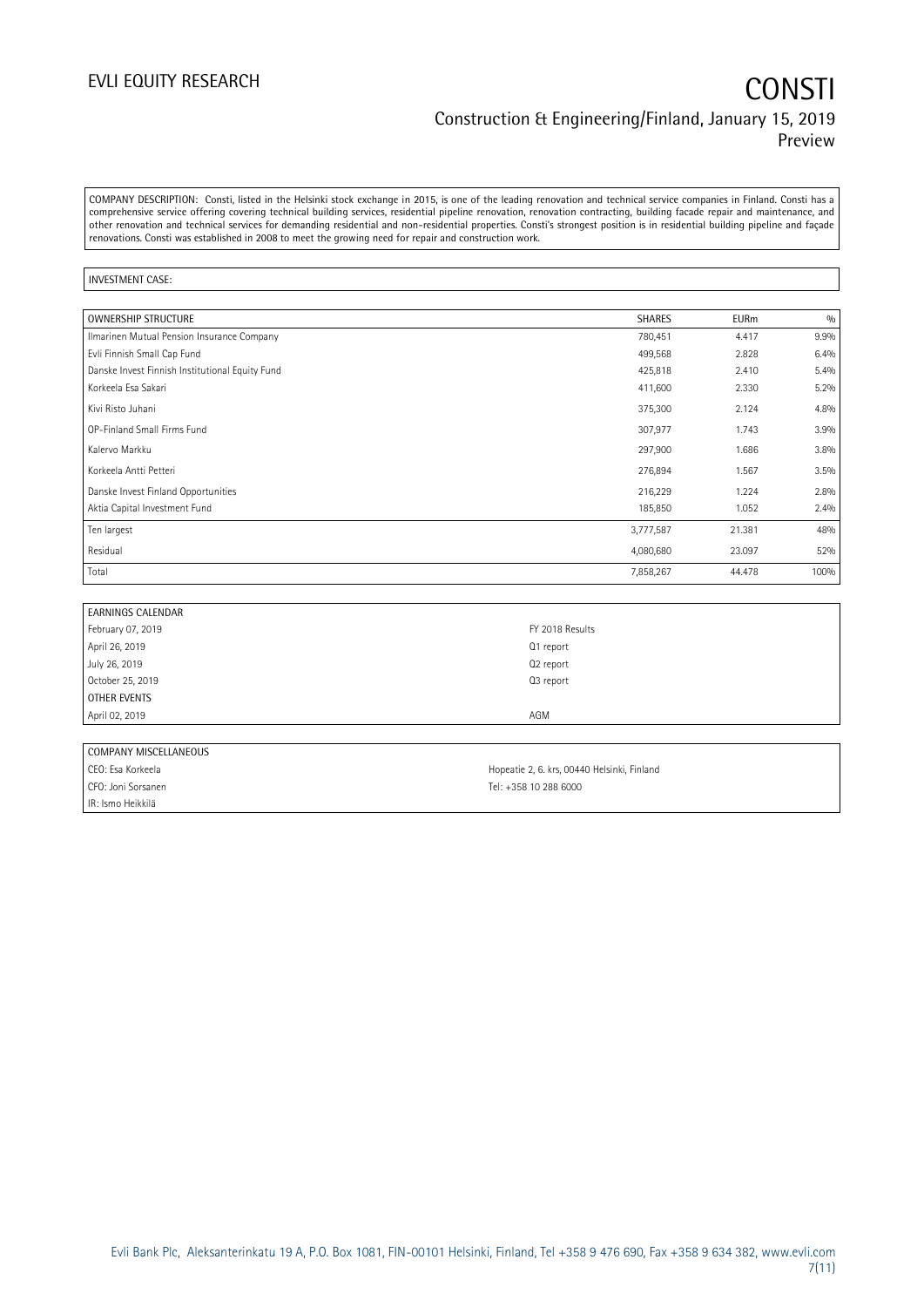COMPANY DESCRIPTION: Consti, listed in the Helsinki stock exchange in 2015, is one of the leading renovation and technical service companies in Finland. Consti has a comprehensive service offering covering technical building services, residential pipeline renovation, renovation contracting, building facade repair and maintenance, and other renovation and technical services for demanding residential and non-residential properties. Consti's strongest position is in residential building pipeline and façade renovations. Consti was established in 2008 to meet the growing need for repair and construction work.

INVESTMENT CASE:

| OWNERSHIP STRUCTURE | SHARES | EURm | % |
|---|---|---|---|
| Ilmarinen Mutual Pension Insurance Company | 780,451 | 4.417 | 9.9% |
| Evli Finnish Small Cap Fund | 499,568 | 2.828 | 6.4% |
| Danske Invest Finnish Institutional Equity Fund | 425,818 | 2.410 | 5.4% |
| Korkeela Esa Sakari | 411,600 | 2.330 | 5.2% |
| Kivi Risto Juhani | 375,300 | 2.124 | 4.8% |
| OP-Finland Small Firms Fund | 307,977 | 1.743 | 3.9% |
| Kalervo Markku | 297,900 | 1.686 | 3.8% |
| Korkeela Antti Petteri | 276,894 | 1.567 | 3.5% |
| Danske Invest Finland Opportunities | 216,229 | 1.224 | 2.8% |
| Aktia Capital Investment Fund | 185,850 | 1.052 | 2.4% |
| Ten largest | 3,777,587 | 21.381 | 48% |
| Residual | 4,080,680 | 23.097 | 52% |
| Total | 7,858,267 | 44.478 | 100% |

| EARNINGS CALENDAR | |
|---|---|
| February 07, 2019 | FY 2018 Results |
| April 26, 2019 | Q1 report |
| July 26, 2019 | Q2 report |
| October 25, 2019 | Q3 report |
| OTHER EVENTS | |
| April 02, 2019 | AGM |

| COMPANY MISCELLANEOUS | |
|---|---|
| CEO: Esa Korkeela | Hopeatie 2, 6. krs, 00440 Helsinki, Finland |
| CFO: Joni Sorsanen | Tel: +358 10 288 6000 |
| IR: Ismo Heikkilä | |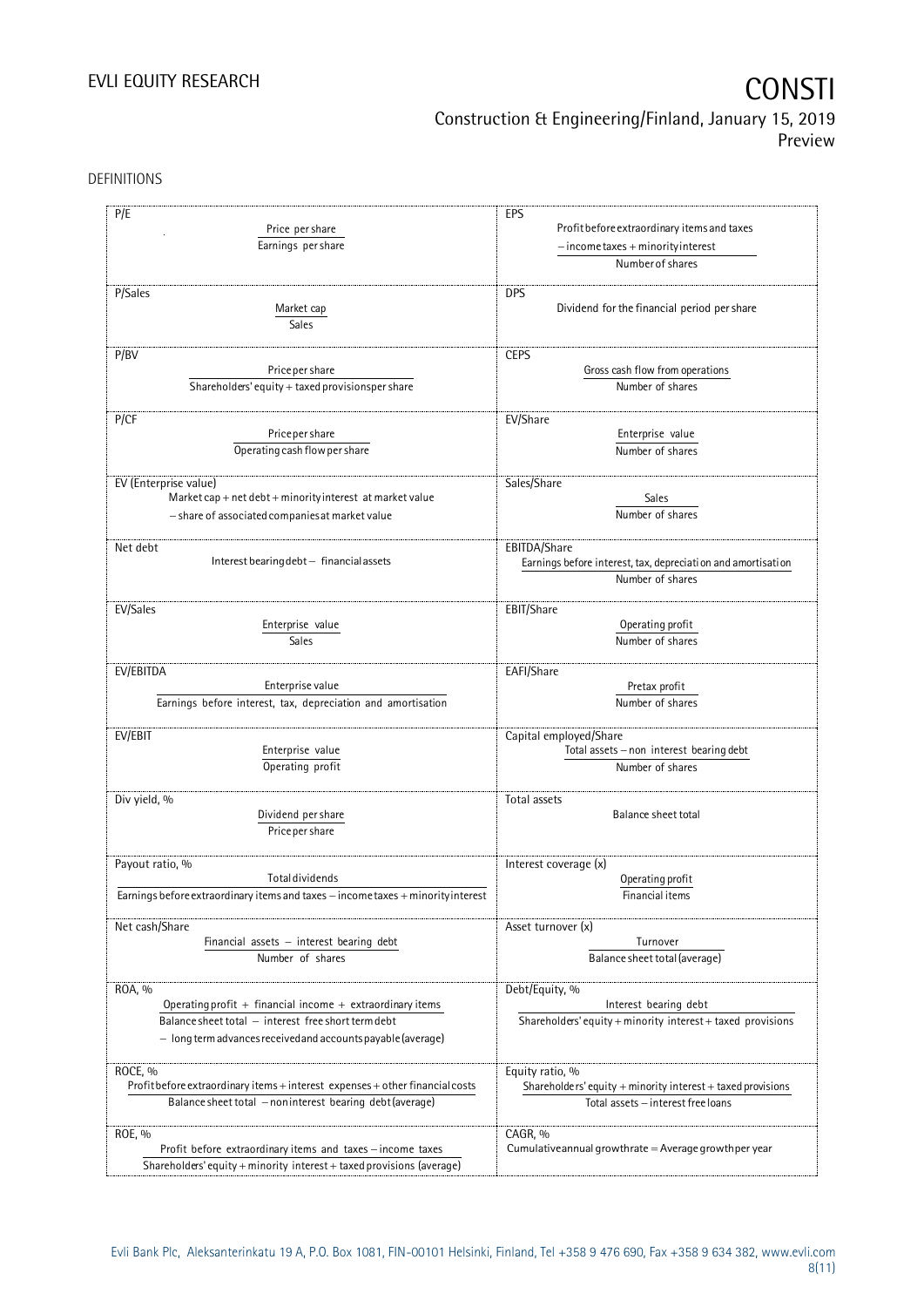DEFINITIONS

| | |
|---|---|
| **P/E**<br>$\dfrac{\text{Price per share}}{\text{Earnings per share}}$ | **EPS**<br>$\dfrac{\text{Profit before extraordinary items and taxes} - \text{income taxes} + \text{minority interest}}{\text{Number of shares}}$ |
| **P/Sales**<br>$\dfrac{\text{Market cap}}{\text{Sales}}$ | **DPS**<br>Dividend for the financial period per share |
| **P/BV**<br>$\dfrac{\text{Price per share}}{\text{Shareholders' equity} + \text{taxed provisions per share}}$ | **CEPS**<br>$\dfrac{\text{Gross cash flow from operations}}{\text{Number of shares}}$ |
| **P/CF**<br>$\dfrac{\text{Price per share}}{\text{Operating cash flow per share}}$ | **EV/Share**<br>$\dfrac{\text{Enterprise value}}{\text{Number of shares}}$ |
| **EV (Enterprise value)**<br>Market cap + net debt + minority interest at market value − share of associated companies at market value | **Sales/Share**<br>$\dfrac{\text{Sales}}{\text{Number of shares}}$ |
| **Net debt**<br>Interest bearing debt − financial assets | **EBITDA/Share**<br>$\dfrac{\text{Earnings before interest, tax, depreciation and amortisation}}{\text{Number of shares}}$ |
| **EV/Sales**<br>$\dfrac{\text{Enterprise value}}{\text{Sales}}$ | **EBIT/Share**<br>$\dfrac{\text{Operating profit}}{\text{Number of shares}}$ |
| **EV/EBITDA**<br>$\dfrac{\text{Enterprise value}}{\text{Earnings before interest, tax, depreciation and amortisation}}$ | **EAFI/Share**<br>$\dfrac{\text{Pretax profit}}{\text{Number of shares}}$ |
| **EV/EBIT**<br>$\dfrac{\text{Enterprise value}}{\text{Operating profit}}$ | **Capital employed/Share**<br>$\dfrac{\text{Total assets} - \text{non interest bearing debt}}{\text{Number of shares}}$ |
| **Div yield, %**<br>$\dfrac{\text{Dividend per share}}{\text{Price per share}}$ | **Total assets**<br>Balance sheet total |
| **Payout ratio, %**<br>$\dfrac{\text{Total dividends}}{\text{Earnings before extraordinary items and taxes} - \text{income taxes} + \text{minority interest}}$ | **Interest coverage (x)**<br>$\dfrac{\text{Operating profit}}{\text{Financial items}}$ |
| **Net cash/Share**<br>$\dfrac{\text{Financial assets} - \text{interest bearing debt}}{\text{Number of shares}}$ | **Asset turnover (x)**<br>$\dfrac{\text{Turnover}}{\text{Balance sheet total (average)}}$ |
| **ROA, %**<br>$\dfrac{\text{Operating profit} + \text{financial income} + \text{extraordinary items}}{\text{Balance sheet total} - \text{interest free short term debt} - \text{long term advances received and accounts payable (average)}}$ | **Debt/Equity, %**<br>$\dfrac{\text{Interest bearing debt}}{\text{Shareholders' equity} + \text{minority interest} + \text{taxed provisions}}$ |
| **ROCE, %**<br>$\dfrac{\text{Profit before extraordinary items} + \text{interest expenses} + \text{other financial costs}}{\text{Balance sheet total} - \text{noninterest bearing debt (average)}}$ | **Equity ratio, %**<br>$\dfrac{\text{Shareholders' equity} + \text{minority interest} + \text{taxed provisions}}{\text{Total assets} - \text{interest free loans}}$ |
| **ROE, %**<br>$\dfrac{\text{Profit before extraordinary items and taxes} - \text{income taxes}}{\text{Shareholders' equity} + \text{minority interest} + \text{taxed provisions (average)}}$ | **CAGR, %**<br>Cumulative annual growth rate = Average growth per year |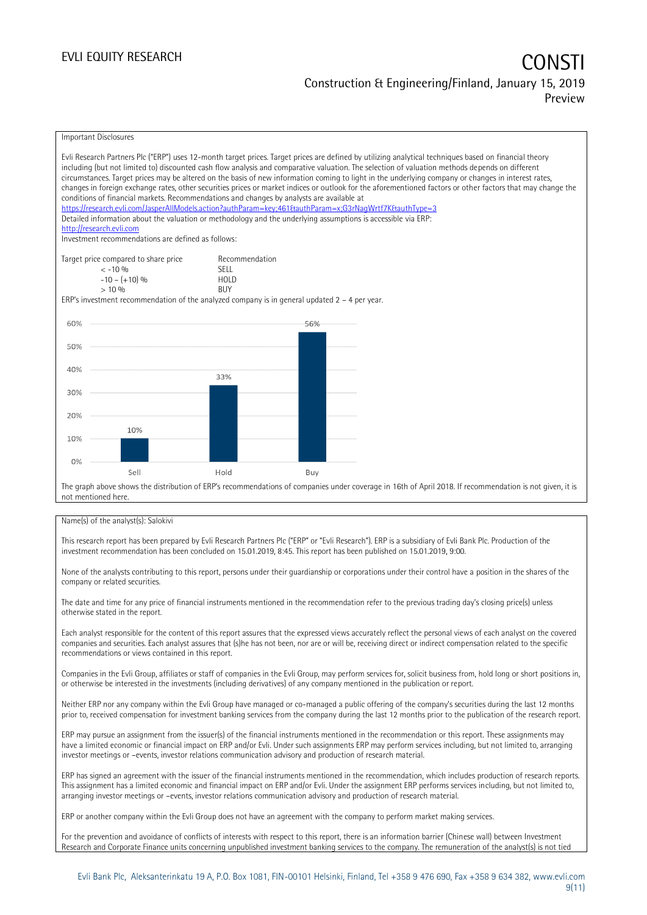Important Disclosures

Evli Research Partners Plc ("ERP") uses 12-month target prices. Target prices are defined by utilizing analytical techniques based on financial theory including (but not limited to) discounted cash flow analysis and comparative valuation. The selection of valuation methods depends on different circumstances. Target prices may be altered on the basis of new information coming to light in the underlying company or changes in interest rates, changes in foreign exchange rates, other securities prices or market indices or outlook for the aforementioned factors or other factors that may change the conditions of financial markets. Recommendations and changes by analysts are available at
https://research.evli.com/JasperAllModels.action?authParam=key;461&authParam=x;G3rNagWrtf7K&authType=3
Detailed information about the valuation or methodology and the underlying assumptions is accessible via ERP:
http://research.evli.com
Investment recommendations are defined as follows:

| Target price compared to share price | Recommendation |
|---|---|
| < -10 % | SELL |
| -10 – (+10) % | HOLD |
| > 10 % | BUY |

ERP's investment recommendation of the analyzed company is in general updated 2 – 4 per year.

| | Sell | Hold | Buy |
|---|---|---|---|
| Share of recommendations | 10% | 33% | 56% |

The graph above shows the distribution of ERP's recommendations of companies under coverage in 16th of April 2018. If recommendation is not given, it is not mentioned here.

Name(s) of the analyst(s): Salokivi

This research report has been prepared by Evli Research Partners Plc ("ERP" or "Evli Research"). ERP is a subsidiary of Evli Bank Plc. Production of the investment recommendation has been concluded on 15.01.2019, 8:45. This report has been published on 15.01.2019, 9:00.

None of the analysts contributing to this report, persons under their guardianship or corporations under their control have a position in the shares of the company or related securities.

The date and time for any price of financial instruments mentioned in the recommendation refer to the previous trading day's closing price(s) unless otherwise stated in the report.

Each analyst responsible for the content of this report assures that the expressed views accurately reflect the personal views of each analyst on the covered companies and securities. Each analyst assures that (s)he has not been, nor are or will be, receiving direct or indirect compensation related to the specific recommendations or views contained in this report.

Companies in the Evli Group, affiliates or staff of companies in the Evli Group, may perform services for, solicit business from, hold long or short positions in, or otherwise be interested in the investments (including derivatives) of any company mentioned in the publication or report.

Neither ERP nor any company within the Evli Group have managed or co-managed a public offering of the company's securities during the last 12 months prior to, received compensation for investment banking services from the company during the last 12 months prior to the publication of the research report.

ERP may pursue an assignment from the issuer(s) of the financial instruments mentioned in the recommendation or this report. These assignments may have a limited economic or financial impact on ERP and/or Evli. Under such assignments ERP may perform services including, but not limited to, arranging investor meetings or –events, investor relations communication advisory and production of research material.

ERP has signed an agreement with the issuer of the financial instruments mentioned in the recommendation, which includes production of research reports. This assignment has a limited economic and financial impact on ERP and/or Evli. Under the assignment ERP performs services including, but not limited to, arranging investor meetings or –events, investor relations communication advisory and production of research material.

ERP or another company within the Evli Group does not have an agreement with the company to perform market making services.

For the prevention and avoidance of conflicts of interests with respect to this report, there is an information barrier (Chinese wall) between Investment Research and Corporate Finance units concerning unpublished investment banking services to the company. The remuneration of the analyst(s) is not tied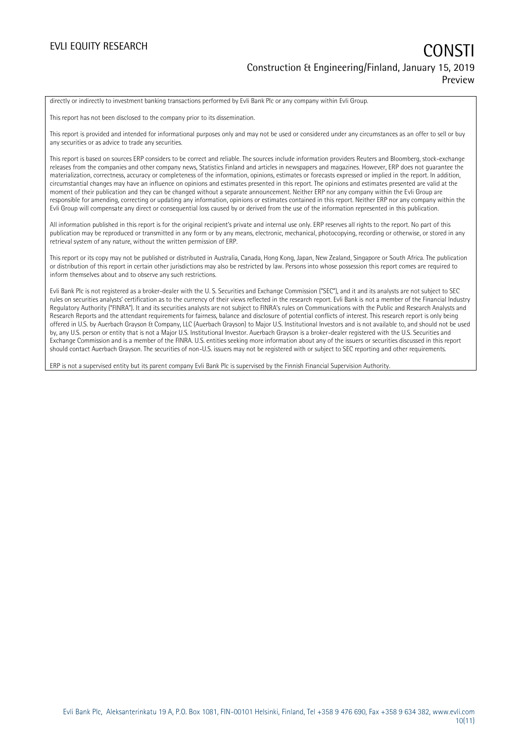directly or indirectly to investment banking transactions performed by Evli Bank Plc or any company within Evli Group.

This report has not been disclosed to the company prior to its dissemination.

This report is provided and intended for informational purposes only and may not be used or considered under any circumstances as an offer to sell or buy any securities or as advice to trade any securities.

This report is based on sources ERP considers to be correct and reliable. The sources include information providers Reuters and Bloomberg, stock-exchange releases from the companies and other company news, Statistics Finland and articles in newspapers and magazines. However, ERP does not guarantee the materialization, correctness, accuracy or completeness of the information, opinions, estimates or forecasts expressed or implied in the report. In addition, circumstantial changes may have an influence on opinions and estimates presented in this report. The opinions and estimates presented are valid at the moment of their publication and they can be changed without a separate announcement. Neither ERP nor any company within the Evli Group are responsible for amending, correcting or updating any information, opinions or estimates contained in this report. Neither ERP nor any company within the Evli Group will compensate any direct or consequential loss caused by or derived from the use of the information represented in this publication.

All information published in this report is for the original recipient's private and internal use only. ERP reserves all rights to the report. No part of this publication may be reproduced or transmitted in any form or by any means, electronic, mechanical, photocopying, recording or otherwise, or stored in any retrieval system of any nature, without the written permission of ERP.

This report or its copy may not be published or distributed in Australia, Canada, Hong Kong, Japan, New Zealand, Singapore or South Africa. The publication or distribution of this report in certain other jurisdictions may also be restricted by law. Persons into whose possession this report comes are required to inform themselves about and to observe any such restrictions.

Evli Bank Plc is not registered as a broker-dealer with the U. S. Securities and Exchange Commission ("SEC"), and it and its analysts are not subject to SEC rules on securities analysts' certification as to the currency of their views reflected in the research report. Evli Bank is not a member of the Financial Industry Regulatory Authority ("FINRA"). It and its securities analysts are not subject to FINRA's rules on Communications with the Public and Research Analysts and Research Reports and the attendant requirements for fairness, balance and disclosure of potential conflicts of interest. This research report is only being offered in U.S. by Auerbach Grayson & Company, LLC (Auerbach Grayson) to Major U.S. Institutional Investors and is not available to, and should not be used by, any U.S. person or entity that is not a Major U.S. Institutional Investor. Auerbach Grayson is a broker-dealer registered with the U.S. Securities and Exchange Commission and is a member of the FINRA. U.S. entities seeking more information about any of the issuers or securities discussed in this report should contact Auerbach Grayson. The securities of non-U.S. issuers may not be registered with or subject to SEC reporting and other requirements.

ERP is not a supervised entity but its parent company Evli Bank Plc is supervised by the Finnish Financial Supervision Authority.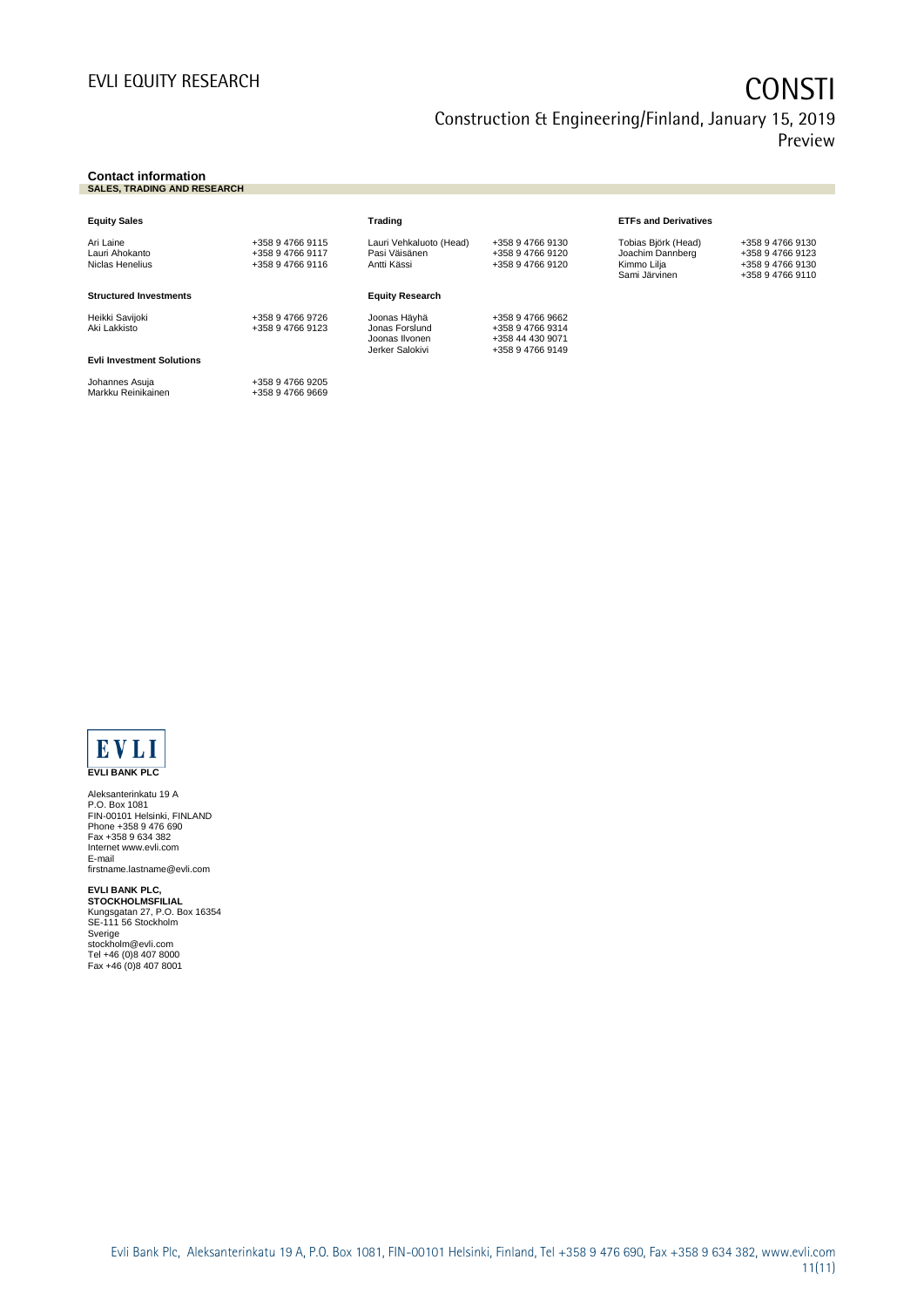# Contact information

**SALES, TRADING AND RESEARCH**

**Equity Sales**

| | |
|---|---|
| Ari Laine | +358 9 4766 9115 |
| Lauri Ahokanto | +358 9 4766 9117 |
| Niclas Henelius | +358 9 4766 9116 |

**Structured Investments**

| | |
|---|---|
| Heikki Savijoki | +358 9 4766 9726 |
| Aki Lakkisto | +358 9 4766 9123 |

**Evli Investment Solutions**

| | |
|---|---|
| Johannes Asuja | +358 9 4766 9205 |
| Markku Reinikainen | +358 9 4766 9669 |

**Trading**

| | |
|---|---|
| Lauri Vehkaluoto (Head) | +358 9 4766 9130 |
| Pasi Väisänen | +358 9 4766 9120 |
| Antti Kässi | +358 9 4766 9120 |

**Equity Research**

| | |
|---|---|
| Joonas Häyhä | +358 9 4766 9662 |
| Jonas Forslund | +358 9 4766 9314 |
| Joonas Ilvonen | +358 44 430 9071 |
| Jerker Salokivi | +358 9 4766 9149 |

**ETFs and Derivatives**

| | |
|---|---|
| Tobias Björk (Head) | +358 9 4766 9130 |
| Joachim Dannberg | +358 9 4766 9123 |
| Kimmo Lilja | +358 9 4766 9130 |
| Sami Järvinen | +358 9 4766 9110 |

EVLI

**EVLI BANK PLC**

Aleksanterinkatu 19 A
P.O. Box 1081
FIN-00101 Helsinki, FINLAND
Phone +358 9 476 690
Fax +358 9 634 382
Internet www.evli.com
E-mail
firstname.lastname@evli.com

**EVLI BANK PLC, STOCKHOLMSFILIAL**
Kungsgatan 27, P.O. Box 16354
SE-111 56 Stockholm
Sverige
stockholm@evli.com
Tel +46 (0)8 407 8000
Fax +46 (0)8 407 8001